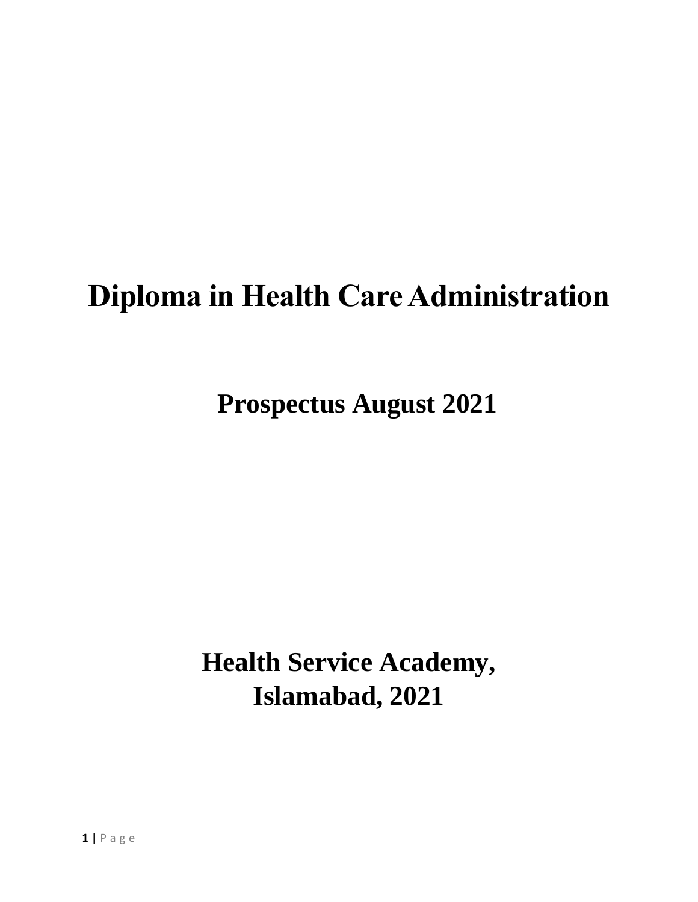# Diploma in Health Care Administration

## Prospectus August 2021

## Health Service Academy, Islamabad, 2021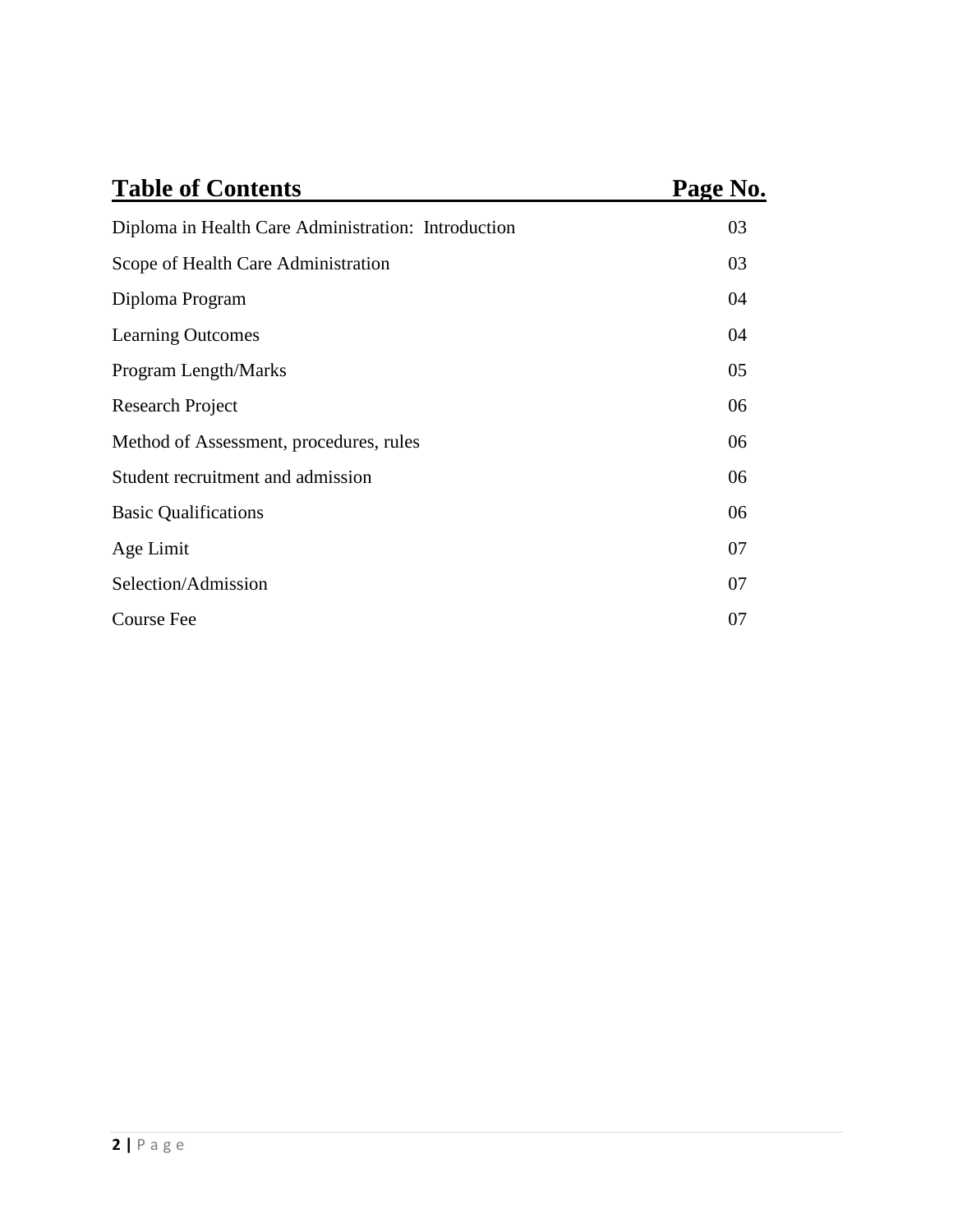| **Table of Contents** | **Page No.** |
| --- | --- |
| Diploma in Health Care Administration: Introduction | 03 |
| Scope of Health Care Administration | 03 |
| Diploma Program | 04 |
| Learning Outcomes | 04 |
| Program Length/Marks | 05 |
| Research Project | 06 |
| Method of Assessment, procedures, rules | 06 |
| Student recruitment and admission | 06 |
| Basic Qualifications | 06 |
| Age Limit | 07 |
| Selection/Admission | 07 |
| Course Fee | 07 |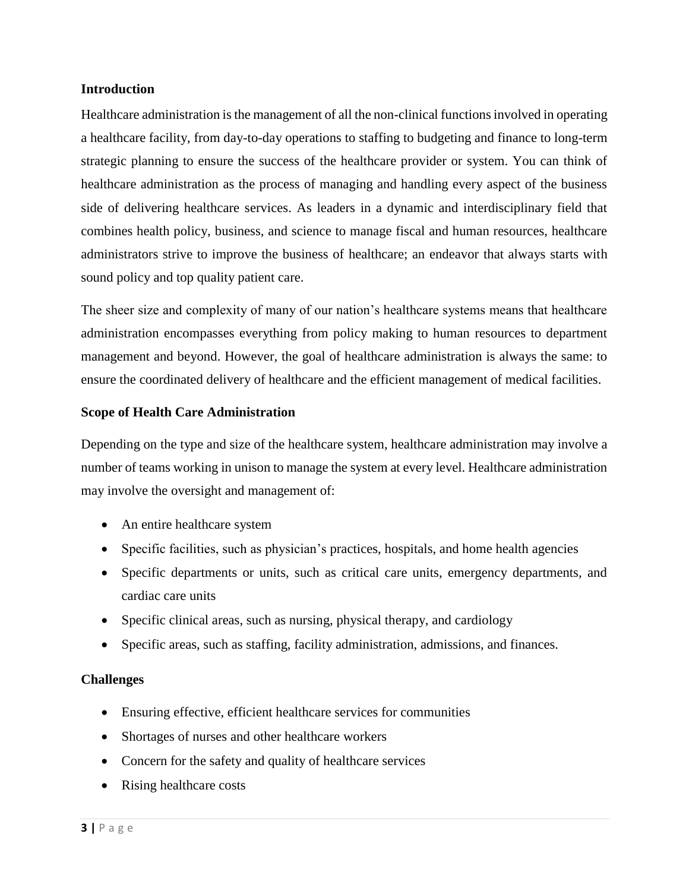**Introduction**

Healthcare administration is the management of all the non-clinical functions involved in operating a healthcare facility, from day-to-day operations to staffing to budgeting and finance to long-term strategic planning to ensure the success of the healthcare provider or system. You can think of healthcare administration as the process of managing and handling every aspect of the business side of delivering healthcare services. As leaders in a dynamic and interdisciplinary field that combines health policy, business, and science to manage fiscal and human resources, healthcare administrators strive to improve the business of healthcare; an endeavor that always starts with sound policy and top quality patient care.

The sheer size and complexity of many of our nation's healthcare systems means that healthcare administration encompasses everything from policy making to human resources to department management and beyond. However, the goal of healthcare administration is always the same: to ensure the coordinated delivery of healthcare and the efficient management of medical facilities.

**Scope of Health Care Administration**

Depending on the type and size of the healthcare system, healthcare administration may involve a number of teams working in unison to manage the system at every level. Healthcare administration may involve the oversight and management of:

- An entire healthcare system
- Specific facilities, such as physician's practices, hospitals, and home health agencies
- Specific departments or units, such as critical care units, emergency departments, and cardiac care units
- Specific clinical areas, such as nursing, physical therapy, and cardiology
- Specific areas, such as staffing, facility administration, admissions, and finances.

**Challenges**

- Ensuring effective, efficient healthcare services for communities
- Shortages of nurses and other healthcare workers
- Concern for the safety and quality of healthcare services
- Rising healthcare costs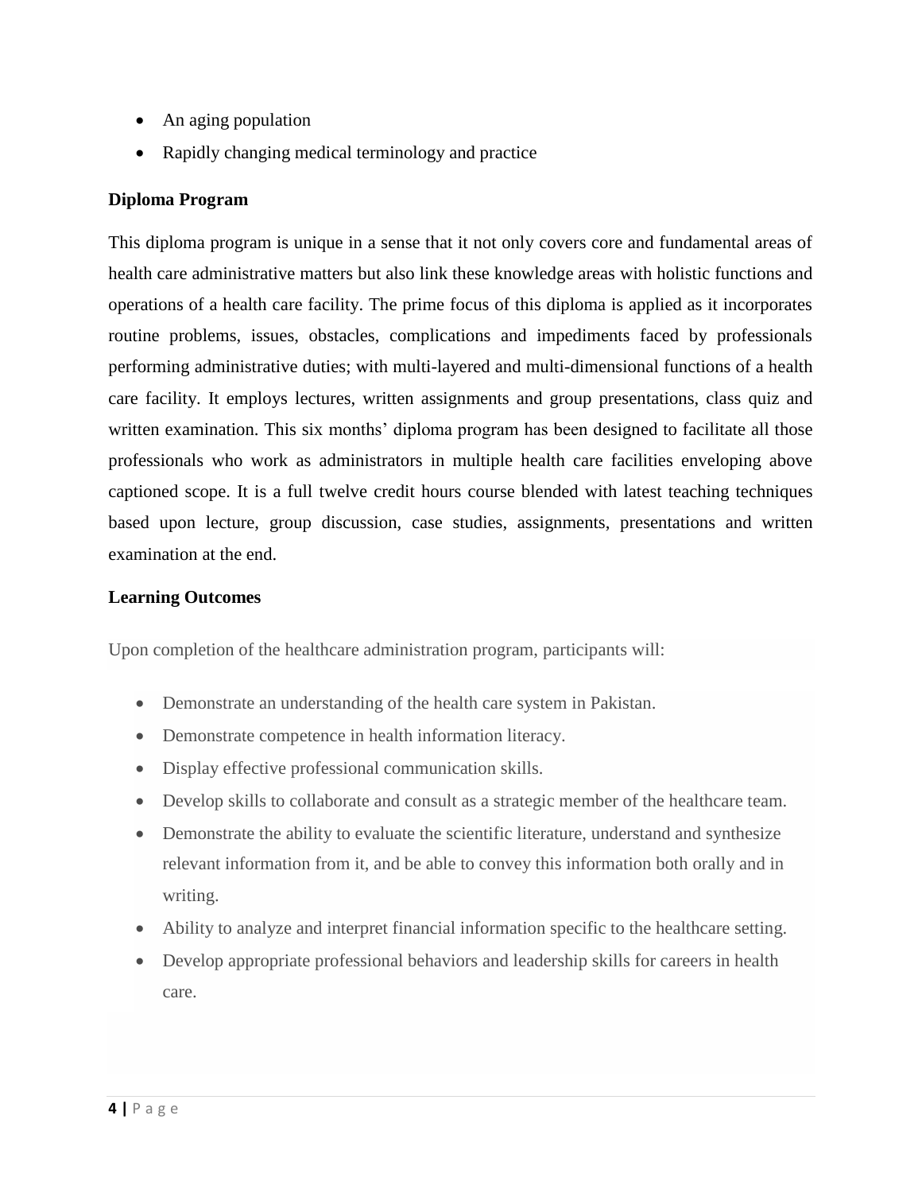- An aging population
- Rapidly changing medical terminology and practice

**Diploma Program**

This diploma program is unique in a sense that it not only covers core and fundamental areas of health care administrative matters but also link these knowledge areas with holistic functions and operations of a health care facility. The prime focus of this diploma is applied as it incorporates routine problems, issues, obstacles, complications and impediments faced by professionals performing administrative duties; with multi-layered and multi-dimensional functions of a health care facility. It employs lectures, written assignments and group presentations, class quiz and written examination. This six months' diploma program has been designed to facilitate all those professionals who work as administrators in multiple health care facilities enveloping above captioned scope. It is a full twelve credit hours course blended with latest teaching techniques based upon lecture, group discussion, case studies, assignments, presentations and written examination at the end.

**Learning Outcomes**

Upon completion of the healthcare administration program, participants will:

- Demonstrate an understanding of the health care system in Pakistan.
- Demonstrate competence in health information literacy.
- Display effective professional communication skills.
- Develop skills to collaborate and consult as a strategic member of the healthcare team.
- Demonstrate the ability to evaluate the scientific literature, understand and synthesize relevant information from it, and be able to convey this information both orally and in writing.
- Ability to analyze and interpret financial information specific to the healthcare setting.
- Develop appropriate professional behaviors and leadership skills for careers in health care.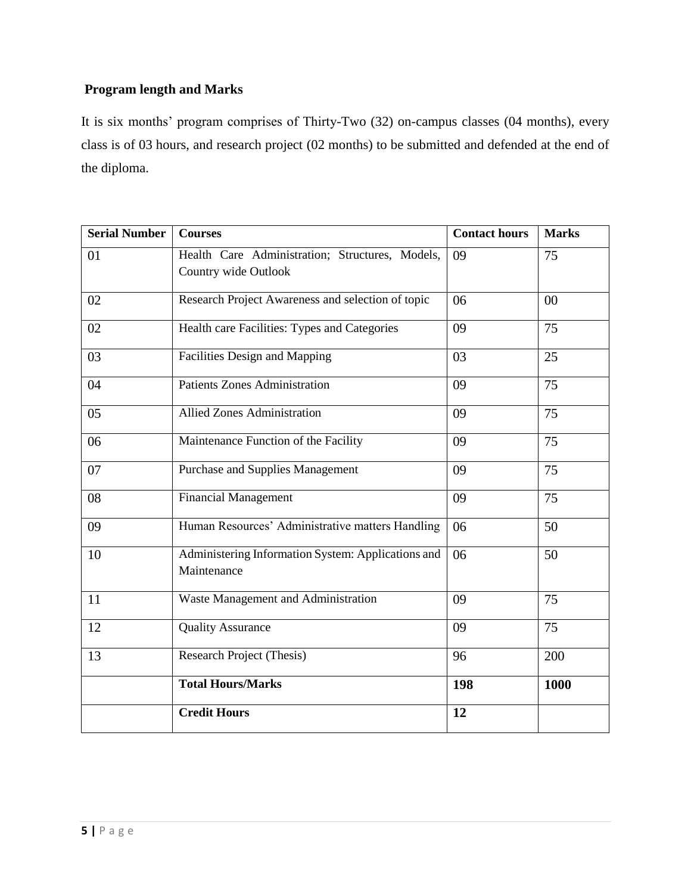## Program length and Marks

It is six months' program comprises of Thirty-Two (32) on-campus classes (04 months), every class is of 03 hours, and research project (02 months) to be submitted and defended at the end of the diploma.

| Serial Number | Courses | Contact hours | Marks |
|---|---|---|---|
| 01 | Health Care Administration; Structures, Models, Country wide Outlook | 09 | 75 |
| 02 | Research Project Awareness and selection of topic | 06 | 00 |
| 02 | Health care Facilities: Types and Categories | 09 | 75 |
| 03 | Facilities Design and Mapping | 03 | 25 |
| 04 | Patients Zones Administration | 09 | 75 |
| 05 | Allied Zones Administration | 09 | 75 |
| 06 | Maintenance Function of the Facility | 09 | 75 |
| 07 | Purchase and Supplies Management | 09 | 75 |
| 08 | Financial Management | 09 | 75 |
| 09 | Human Resources' Administrative matters Handling | 06 | 50 |
| 10 | Administering Information System: Applications and Maintenance | 06 | 50 |
| 11 | Waste Management and Administration | 09 | 75 |
| 12 | Quality Assurance | 09 | 75 |
| 13 | Research Project (Thesis) | 96 | 200 |
| | **Total Hours/Marks** | **198** | **1000** |
| | **Credit Hours** | **12** | |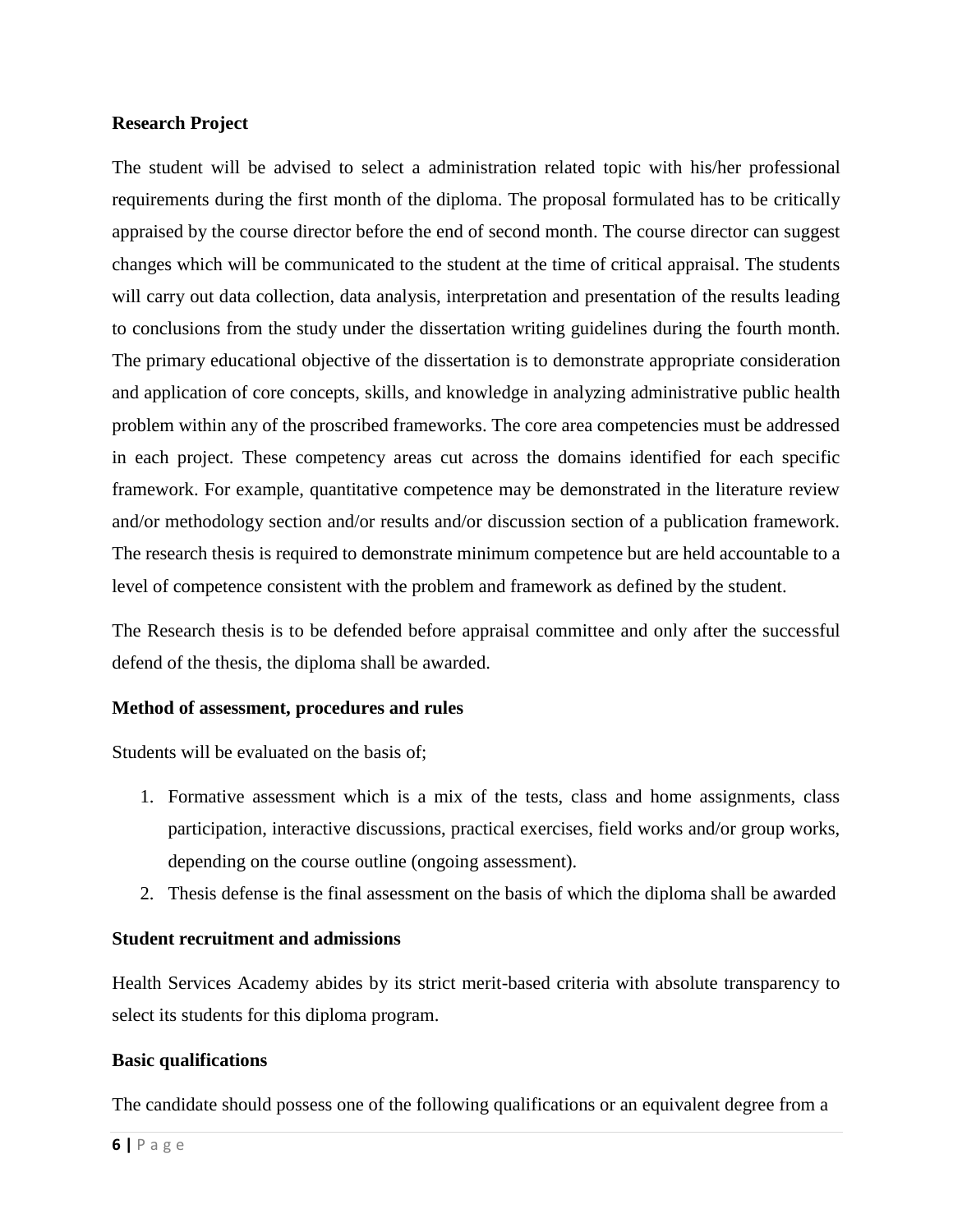**Research Project**

The student will be advised to select a administration related topic with his/her professional requirements during the first month of the diploma. The proposal formulated has to be critically appraised by the course director before the end of second month. The course director can suggest changes which will be communicated to the student at the time of critical appraisal. The students will carry out data collection, data analysis, interpretation and presentation of the results leading to conclusions from the study under the dissertation writing guidelines during the fourth month. The primary educational objective of the dissertation is to demonstrate appropriate consideration and application of core concepts, skills, and knowledge in analyzing administrative public health problem within any of the proscribed frameworks. The core area competencies must be addressed in each project. These competency areas cut across the domains identified for each specific framework. For example, quantitative competence may be demonstrated in the literature review and/or methodology section and/or results and/or discussion section of a publication framework. The research thesis is required to demonstrate minimum competence but are held accountable to a level of competence consistent with the problem and framework as defined by the student.

The Research thesis is to be defended before appraisal committee and only after the successful defend of the thesis, the diploma shall be awarded.

**Method of assessment, procedures and rules**

Students will be evaluated on the basis of;

1. Formative assessment which is a mix of the tests, class and home assignments, class participation, interactive discussions, practical exercises, field works and/or group works, depending on the course outline (ongoing assessment).
2. Thesis defense is the final assessment on the basis of which the diploma shall be awarded

**Student recruitment and admissions**

Health Services Academy abides by its strict merit-based criteria with absolute transparency to select its students for this diploma program.

**Basic qualifications**

The candidate should possess one of the following qualifications or an equivalent degree from a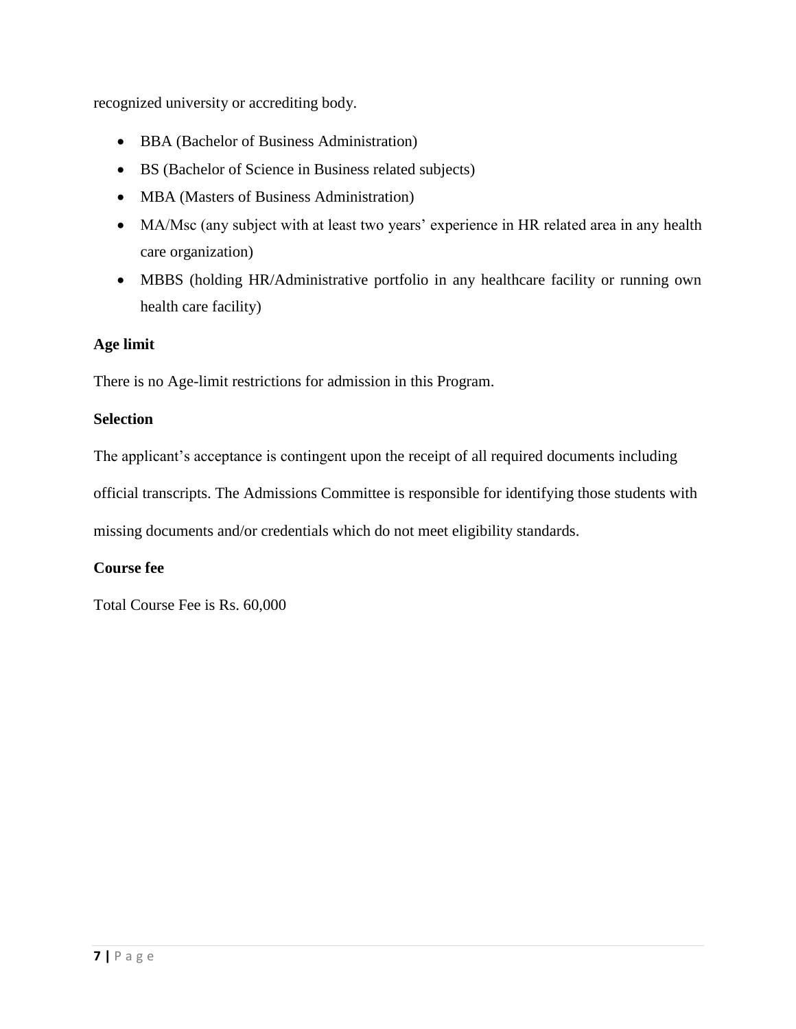recognized university or accrediting body.

- BBA (Bachelor of Business Administration)
- BS (Bachelor of Science in Business related subjects)
- MBA (Masters of Business Administration)
- MA/Msc (any subject with at least two years' experience in HR related area in any health care organization)
- MBBS (holding HR/Administrative portfolio in any healthcare facility or running own health care facility)

**Age limit**

There is no Age-limit restrictions for admission in this Program.

**Selection**

The applicant's acceptance is contingent upon the receipt of all required documents including official transcripts. The Admissions Committee is responsible for identifying those students with missing documents and/or credentials which do not meet eligibility standards.

**Course fee**

Total Course Fee is Rs. 60,000